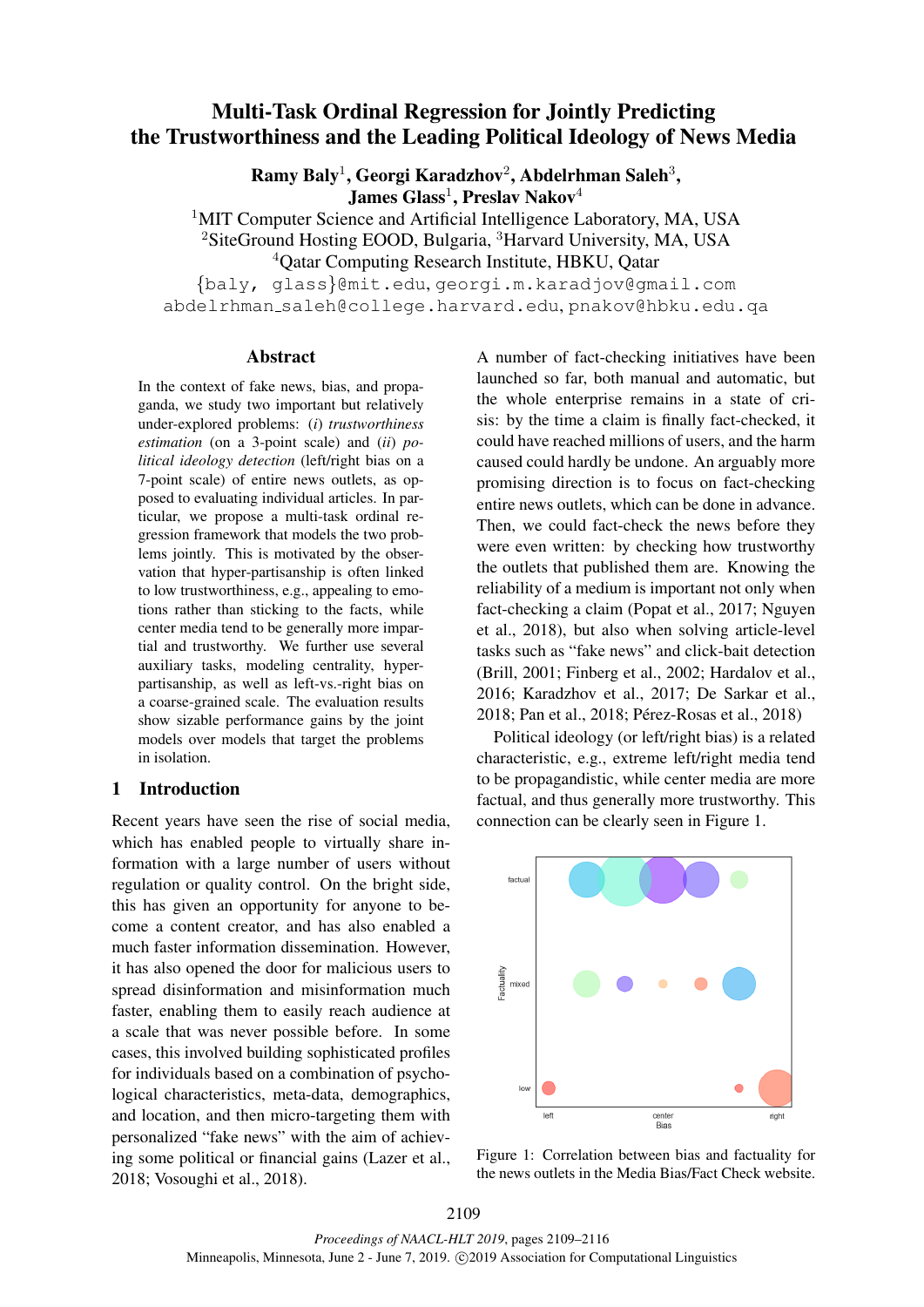# Multi-Task Ordinal Regression for Jointly Predicting the Trustworthiness and the Leading Political Ideology of News Media

**Ramy Baly**[1], **Georgi Karadzhov**[2], **Abdelrhman Saleh**[3], **James Glass**[1], **Preslav Nakov**[4]

[1]MIT Computer Science and Artificial Intelligence Laboratory, MA, USA
[2]SiteGround Hosting EOOD, Bulgaria, [3]Harvard University, MA, USA
[4]Qatar Computing Research Institute, HBKU, Qatar

{baly, glass}@mit.edu, georgi.m.karadjov@gmail.com
abdelrhman_saleh@college.harvard.edu, pnakov@hbku.edu.qa

## Abstract

In the context of fake news, bias, and propaganda, we study two important but relatively under-explored problems: (*i*) *trustworthiness estimation* (on a 3-point scale) and (*ii*) *political ideology detection* (left/right bias on a 7-point scale) of entire news outlets, as opposed to evaluating individual articles. In particular, we propose a multi-task ordinal regression framework that models the two problems jointly. This is motivated by the observation that hyper-partisanship is often linked to low trustworthiness, e.g., appealing to emotions rather than sticking to the facts, while center media tend to be generally more impartial and trustworthy. We further use several auxiliary tasks, modeling centrality, hyper-partisanship, as well as left-vs.-right bias on a coarse-grained scale. The evaluation results show sizable performance gains by the joint models over models that target the problems in isolation.

## 1 Introduction

Recent years have seen the rise of social media, which has enabled people to virtually share information with a large number of users without regulation or quality control. On the bright side, this has given an opportunity for anyone to become a content creator, and has also enabled a much faster information dissemination. However, it has also opened the door for malicious users to spread disinformation and misinformation much faster, enabling them to easily reach audience at a scale that was never possible before. In some cases, this involved building sophisticated profiles for individuals based on a combination of psychological characteristics, meta-data, demographics, and location, and then micro-targeting them with personalized "fake news" with the aim of achieving some political or financial gains (Lazer et al., 2018; Vosoughi et al., 2018).

A number of fact-checking initiatives have been launched so far, both manual and automatic, but the whole enterprise remains in a state of crisis: by the time a claim is finally fact-checked, it could have reached millions of users, and the harm caused could hardly be undone. An arguably more promising direction is to focus on fact-checking entire news outlets, which can be done in advance. Then, we could fact-check the news before they were even written: by checking how trustworthy the outlets that published them are. Knowing the reliability of a medium is important not only when fact-checking a claim (Popat et al., 2017; Nguyen et al., 2018), but also when solving article-level tasks such as "fake news" and click-bait detection (Brill, 2001; Finberg et al., 2002; Hardalov et al., 2016; Karadzhov et al., 2017; De Sarkar et al., 2018; Pan et al., 2018; Pérez-Rosas et al., 2018)

Political ideology (or left/right bias) is a related characteristic, e.g., extreme left/right media tend to be propagandistic, while center media are more factual, and thus generally more trustworthy. This connection can be clearly seen in Figure 1.

Figure 1: Correlation between bias and factuality for the news outlets in the Media Bias/Fact Check website.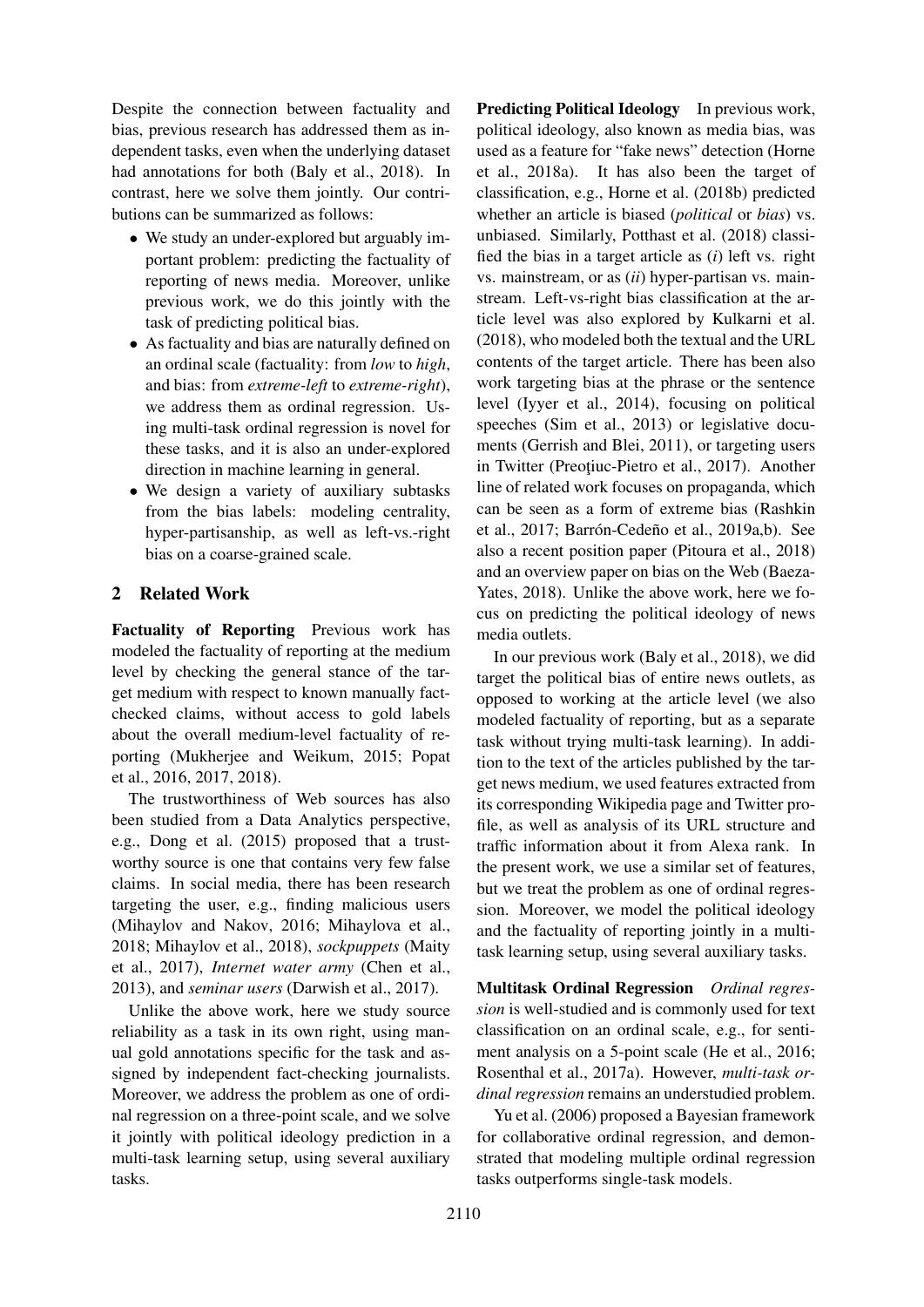Despite the connection between factuality and bias, previous research has addressed them as independent tasks, even when the underlying dataset had annotations for both (Baly et al., 2018). In contrast, here we solve them jointly. Our contributions can be summarized as follows:

- We study an under-explored but arguably important problem: predicting the factuality of reporting of news media. Moreover, unlike previous work, we do this jointly with the task of predicting political bias.
- As factuality and bias are naturally defined on an ordinal scale (factuality: from *low* to *high*, and bias: from *extreme-left* to *extreme-right*), we address them as ordinal regression. Using multi-task ordinal regression is novel for these tasks, and it is also an under-explored direction in machine learning in general.
- We design a variety of auxiliary subtasks from the bias labels: modeling centrality, hyper-partisanship, as well as left-vs.-right bias on a coarse-grained scale.

## 2 Related Work

**Factuality of Reporting** Previous work has modeled the factuality of reporting at the medium level by checking the general stance of the target medium with respect to known manually fact-checked claims, without access to gold labels about the overall medium-level factuality of reporting (Mukherjee and Weikum, 2015; Popat et al., 2016, 2017, 2018).

The trustworthiness of Web sources has also been studied from a Data Analytics perspective, e.g., Dong et al. (2015) proposed that a trustworthy source is one that contains very few false claims. In social media, there has been research targeting the user, e.g., finding malicious users (Mihaylov and Nakov, 2016; Mihaylova et al., 2018; Mihaylov et al., 2018), *sockpuppets* (Maity et al., 2017), *Internet water army* (Chen et al., 2013), and *seminar users* (Darwish et al., 2017).

Unlike the above work, here we study source reliability as a task in its own right, using manual gold annotations specific for the task and assigned by independent fact-checking journalists. Moreover, we address the problem as one of ordinal regression on a three-point scale, and we solve it jointly with political ideology prediction in a multi-task learning setup, using several auxiliary tasks.

**Predicting Political Ideology** In previous work, political ideology, also known as media bias, was used as a feature for "fake news" detection (Horne et al., 2018a). It has also been the target of classification, e.g., Horne et al. (2018b) predicted whether an article is biased (*political* or *bias*) vs. unbiased. Similarly, Potthast et al. (2018) classified the bias in a target article as (*i*) left vs. right vs. mainstream, or as (*ii*) hyper-partisan vs. mainstream. Left-vs-right bias classification at the article level was also explored by Kulkarni et al. (2018), who modeled both the textual and the URL contents of the target article. There has been also work targeting bias at the phrase or the sentence level (Iyyer et al., 2014), focusing on political speeches (Sim et al., 2013) or legislative documents (Gerrish and Blei, 2011), or targeting users in Twitter (Preoţiuc-Pietro et al., 2017). Another line of related work focuses on propaganda, which can be seen as a form of extreme bias (Rashkin et al., 2017; Barrón-Cedeño et al., 2019a,b). See also a recent position paper (Pitoura et al., 2018) and an overview paper on bias on the Web (Baeza-Yates, 2018). Unlike the above work, here we focus on predicting the political ideology of news media outlets.

In our previous work (Baly et al., 2018), we did target the political bias of entire news outlets, as opposed to working at the article level (we also modeled factuality of reporting, but as a separate task without trying multi-task learning). In addition to the text of the articles published by the target news medium, we used features extracted from its corresponding Wikipedia page and Twitter profile, as well as analysis of its URL structure and traffic information about it from Alexa rank. In the present work, we use a similar set of features, but we treat the problem as one of ordinal regression. Moreover, we model the political ideology and the factuality of reporting jointly in a multi-task learning setup, using several auxiliary tasks.

**Multitask Ordinal Regression** *Ordinal regression* is well-studied and is commonly used for text classification on an ordinal scale, e.g., for sentiment analysis on a 5-point scale (He et al., 2016; Rosenthal et al., 2017a). However, *multi-task ordinal regression* remains an understudied problem.

Yu et al. (2006) proposed a Bayesian framework for collaborative ordinal regression, and demonstrated that modeling multiple ordinal regression tasks outperforms single-task models.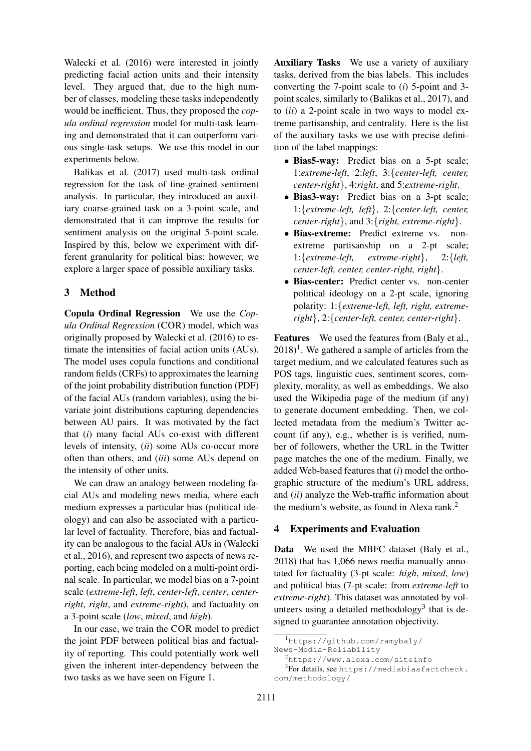Walecki et al. (2016) were interested in jointly predicting facial action units and their intensity level. They argued that, due to the high number of classes, modeling these tasks independently would be inefficient. Thus, they proposed the *copula ordinal regression* model for multi-task learning and demonstrated that it can outperform various single-task setups. We use this model in our experiments below.

Balikas et al. (2017) used multi-task ordinal regression for the task of fine-grained sentiment analysis. In particular, they introduced an auxiliary coarse-grained task on a 3-point scale, and demonstrated that it can improve the results for sentiment analysis on the original 5-point scale. Inspired by this, below we experiment with different granularity for political bias; however, we explore a larger space of possible auxiliary tasks.

## 3 Method

**Copula Ordinal Regression** We use the *Copula Ordinal Regression* (COR) model, which was originally proposed by Walecki et al. (2016) to estimate the intensities of facial action units (AUs). The model uses copula functions and conditional random fields (CRFs) to approximates the learning of the joint probability distribution function (PDF) of the facial AUs (random variables), using the bivariate joint distributions capturing dependencies between AU pairs. It was motivated by the fact that (*i*) many facial AUs co-exist with different levels of intensity, (*ii*) some AUs co-occur more often than others, and (*iii*) some AUs depend on the intensity of other units.

We can draw an analogy between modeling facial AUs and modeling news media, where each medium expresses a particular bias (political ideology) and can also be associated with a particular level of factuality. Therefore, bias and factuality can be analogous to the facial AUs in (Walecki et al., 2016), and represent two aspects of news reporting, each being modeled on a multi-point ordinal scale. In particular, we model bias on a 7-point scale (*extreme-left*, *left*, *center-left*, *center*, *center-right*, *right*, and *extreme-right*), and factuality on a 3-point scale (*low*, *mixed*, and *high*).

In our case, we train the COR model to predict the joint PDF between political bias and factuality of reporting. This could potentially work well given the inherent inter-dependency between the two tasks as we have seen on Figure 1.

**Auxiliary Tasks** We use a variety of auxiliary tasks, derived from the bias labels. This includes converting the 7-point scale to (*i*) 5-point and 3-point scales, similarly to (Balikas et al., 2017), and to (*ii*) a 2-point scale in two ways to model extreme partisanship, and centrality. Here is the list of the auxiliary tasks we use with precise definition of the label mappings:

- **Bias5-way:** Predict bias on a 5-pt scale; 1:*extreme-left*, 2:*left*, 3:{*center-left, center, center-right*}, 4:*right*, and 5:*extreme-right*.
- **Bias3-way:** Predict bias on a 3-pt scale; 1:{*extreme-left, left*}, 2:{*center-left, center, center-right*}, and 3:{*right, extreme-right*}.
- **Bias-extreme:** Predict extreme vs. non-extreme partisanship on a 2-pt scale; 1:{*extreme-left, extreme-right*}, 2:{*left, center-left, center, center-right, right*}.
- **Bias-center:** Predict center vs. non-center political ideology on a 2-pt scale, ignoring polarity: 1:{*extreme-left, left, right, extreme-right*}, 2:{*center-left, center, center-right*}.

**Features** We used the features from (Baly et al., 2018)[1]. We gathered a sample of articles from the target medium, and we calculated features such as POS tags, linguistic cues, sentiment scores, complexity, morality, as well as embeddings. We also used the Wikipedia page of the medium (if any) to generate document embedding. Then, we collected metadata from the medium's Twitter account (if any), e.g., whether is is verified, number of followers, whether the URL in the Twitter page matches the one of the medium. Finally, we added Web-based features that (*i*) model the orthographic structure of the medium's URL address, and (*ii*) analyze the Web-traffic information about the medium's website, as found in Alexa rank.[2]

## 4 Experiments and Evaluation

**Data** We used the MBFC dataset (Baly et al., 2018) that has 1,066 news media manually annotated for factuality (3-pt scale: *high*, *mixed*, *low*) and political bias (7-pt scale: from *extreme-left* to *extreme-right*). This dataset was annotated by volunteers using a detailed methodology[3] that is designed to guarantee annotation objectivity.

[1] https://github.com/ramybaly/News-Media-Reliability

[2] https://www.alexa.com/siteinfo

[3] For details, see https://mediabiasfactcheck.com/methodology/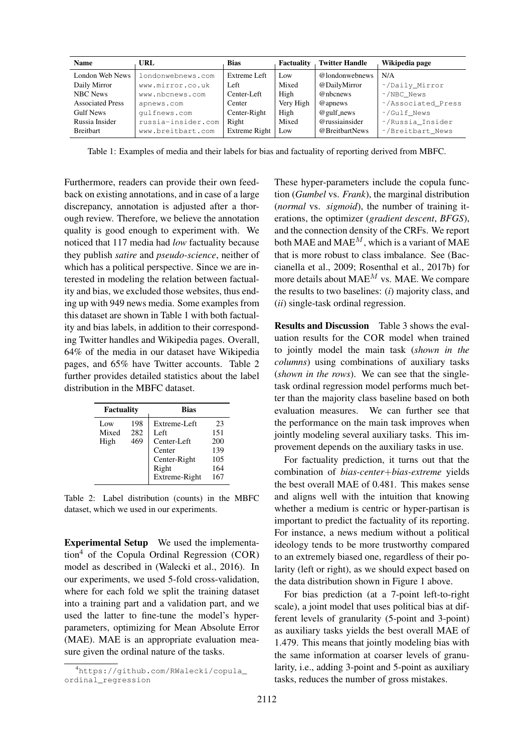| Name | URL | Bias | Factuality | Twitter Handle | Wikipedia page |
|---|---|---|---|---|---|
| London Web News | londonwebnews.com | Extreme Left | Low | @londonwebnews | N/A |
| Daily Mirror | www.mirror.co.uk | Left | Mixed | @DailyMirror | ~/Daily_Mirror |
| NBC News | www.nbcnews.com | Center-Left | High | @nbcnews | ~/NBC_News |
| Associated Press | apnews.com | Center | Very High | @apnews | ~/Associated_Press |
| Gulf News | gulfnews.com | Center-Right | High | @gulf_news | ~/Gulf_News |
| Russia Insider | russia-insider.com | Right | Mixed | @russiainsider | ~/Russia_Insider |
| Breitbart | www.breitbart.com | Extreme Right | Low | @BreitbartNews | ~/Breitbart_News |

Table 1: Examples of media and their labels for bias and factuality of reporting derived from MBFC.

Furthermore, readers can provide their own feedback on existing annotations, and in case of a large discrepancy, annotation is adjusted after a thorough review. Therefore, we believe the annotation quality is good enough to experiment with. We noticed that 117 media had *low* factuality because they publish *satire* and *pseudo-science*, neither of which has a political perspective. Since we are interested in modeling the relation between factuality and bias, we excluded those websites, thus ending up with 949 news media. Some examples from this dataset are shown in Table 1 with both factuality and bias labels, in addition to their corresponding Twitter handles and Wikipedia pages. Overall, 64% of the media in our dataset have Wikipedia pages, and 65% have Twitter accounts. Table 2 further provides detailed statistics about the label distribution in the MBFC dataset.

| Factuality | | Bias | |
|---|---|---|---|
| Low | 198 | Extreme-Left | 23 |
| Mixed | 282 | Left | 151 |
| High | 469 | Center-Left | 200 |
| | | Center | 139 |
| | | Center-Right | 105 |
| | | Right | 164 |
| | | Extreme-Right | 167 |

Table 2: Label distribution (counts) in the MBFC dataset, which we used in our experiments.

**Experimental Setup** We used the implementation[4] of the Copula Ordinal Regression (COR) model as described in (Walecki et al., 2016). In our experiments, we used 5-fold cross-validation, where for each fold we split the training dataset into a training part and a validation part, and we used the latter to fine-tune the model's hyper-parameters, optimizing for Mean Absolute Error (MAE). MAE is an appropriate evaluation measure given the ordinal nature of the tasks.

[4] https://github.com/RWalecki/copula_ordinal_regression

These hyper-parameters include the copula function (*Gumbel* vs. *Frank*), the marginal distribution (*normal* vs. *sigmoid*), the number of training iterations, the optimizer (*gradient descent*, *BFGS*), and the connection density of the CRFs. We report both MAE and $\text{MAE}^M$, which is a variant of MAE that is more robust to class imbalance. See (Baccianella et al., 2009; Rosenthal et al., 2017b) for more details about $\text{MAE}^M$ vs. MAE. We compare the results to two baselines: (*i*) majority class, and (*ii*) single-task ordinal regression.

**Results and Discussion** Table 3 shows the evaluation results for the COR model when trained to jointly model the main task (*shown in the columns*) using combinations of auxiliary tasks (*shown in the rows*). We can see that the single-task ordinal regression model performs much better than the majority class baseline based on both evaluation measures. We can further see that the performance on the main task improves when jointly modeling several auxiliary tasks. This improvement depends on the auxiliary tasks in use.

For factuality prediction, it turns out that the combination of *bias-center*+*bias-extreme* yields the best overall MAE of 0.481. This makes sense and aligns well with the intuition that knowing whether a medium is centric or hyper-partisan is important to predict the factuality of its reporting. For instance, a news medium without a political ideology tends to be more trustworthy compared to an extremely biased one, regardless of their polarity (left or right), as we should expect based on the data distribution shown in Figure 1 above.

For bias prediction (at a 7-point left-to-right scale), a joint model that uses political bias at different levels of granularity (5-point and 3-point) as auxiliary tasks yields the best overall MAE of 1.479. This means that jointly modeling bias with the same information at coarser levels of granularity, i.e., adding 3-point and 5-point as auxiliary tasks, reduces the number of gross mistakes.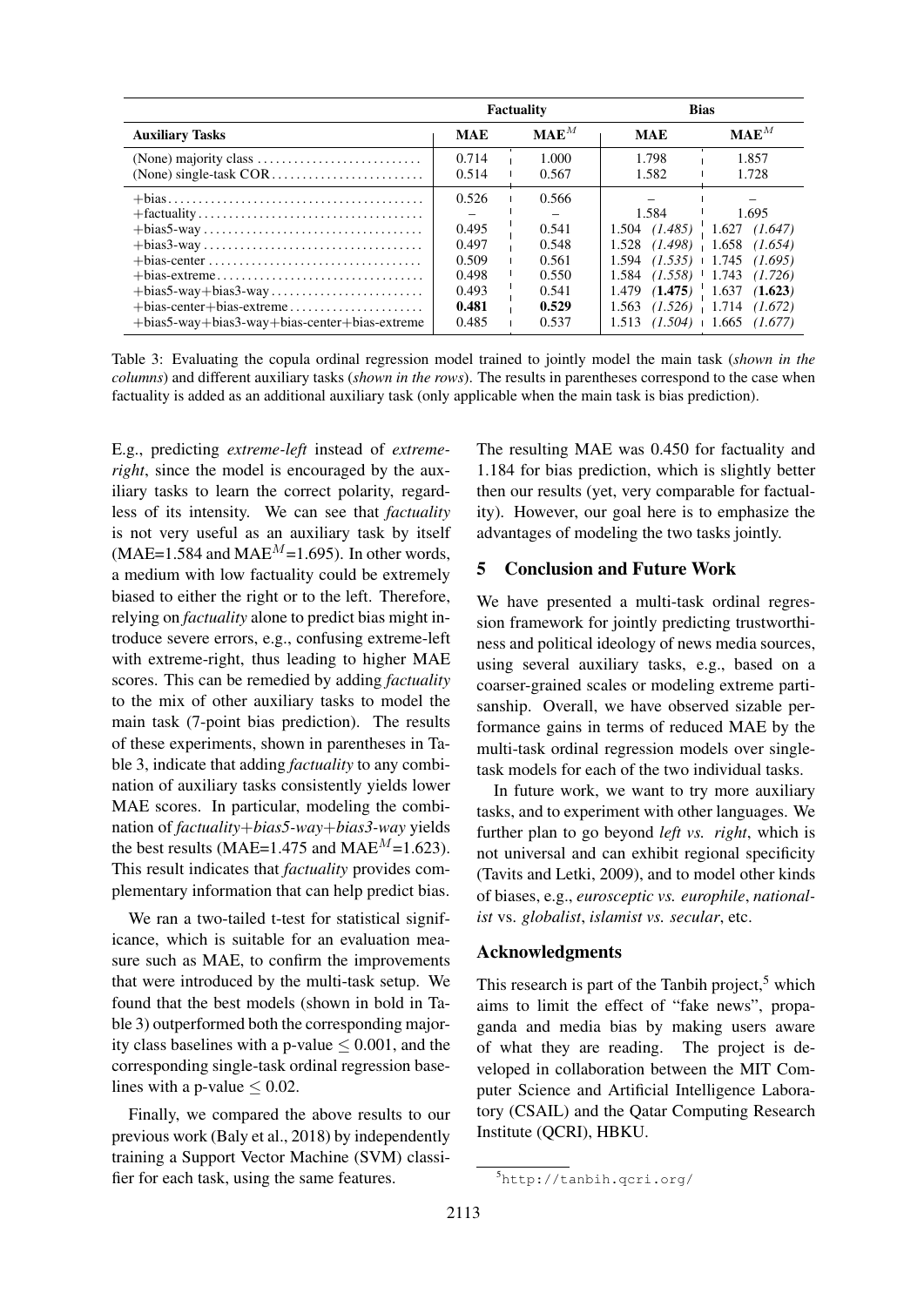| Auxiliary Tasks | Factuality | | Bias | |
|---|---|---|---|---|
| | MAE | $\text{MAE}^M$ | MAE | $\text{MAE}^M$ |
| (None) majority class | 0.714 | 1.000 | 1.798 | 1.857 |
| (None) single-task COR | 0.514 | 0.567 | 1.582 | 1.728 |
| +bias | 0.526 | 0.566 | – | – |
| +factuality | – | – | 1.584 | 1.695 |
| +bias5-way | 0.495 | 0.541 | 1.504 *(1.485)* | 1.627 *(1.647)* |
| +bias3-way | 0.497 | 0.548 | 1.528 *(1.498)* | 1.658 *(1.654)* |
| +bias-center | 0.509 | 0.561 | 1.594 *(1.535)* | 1.745 *(1.695)* |
| +bias-extreme | 0.498 | 0.550 | 1.584 *(1.558)* | 1.743 *(1.726)* |
| +bias5-way+bias3-way | 0.493 | 0.541 | 1.479 ***(1.475)*** | 1.637 ***(1.623)*** |
| +bias-center+bias-extreme | **0.481** | **0.529** | 1.563 *(1.526)* | 1.714 *(1.672)* |
| +bias5-way+bias3-way+bias-center+bias-extreme | 0.485 | 0.537 | 1.513 *(1.504)* | 1.665 *(1.677)* |

Table 3: Evaluating the copula ordinal regression model trained to jointly model the main task (*shown in the columns*) and different auxiliary tasks (*shown in the rows*). The results in parentheses correspond to the case when factuality is added as an additional auxiliary task (only applicable when the main task is bias prediction).

E.g., predicting *extreme-left* instead of *extreme-right*, since the model is encouraged by the auxiliary tasks to learn the correct polarity, regardless of its intensity. We can see that *factuality* is not very useful as an auxiliary task by itself (MAE=1.584 and $\text{MAE}^M$=1.695). In other words, a medium with low factuality could be extremely biased to either the right or to the left. Therefore, relying on *factuality* alone to predict bias might introduce severe errors, e.g., confusing extreme-left with extreme-right, thus leading to higher MAE scores. This can be remedied by adding *factuality* to the mix of other auxiliary tasks to model the main task (7-point bias prediction). The results of these experiments, shown in parentheses in Table 3, indicate that adding *factuality* to any combination of auxiliary tasks consistently yields lower MAE scores. In particular, modeling the combination of *factuality+bias5-way+bias3-way* yields the best results (MAE=1.475 and $\text{MAE}^M$=1.623). This result indicates that *factuality* provides complementary information that can help predict bias.

We ran a two-tailed t-test for statistical significance, which is suitable for an evaluation measure such as MAE, to confirm the improvements that were introduced by the multi-task setup. We found that the best models (shown in bold in Table 3) outperformed both the corresponding majority class baselines with a p-value $\leq 0.001$, and the corresponding single-task ordinal regression baselines with a p-value $\leq 0.02$.

Finally, we compared the above results to our previous work (Baly et al., 2018) by independently training a Support Vector Machine (SVM) classifier for each task, using the same features. The resulting MAE was 0.450 for factuality and 1.184 for bias prediction, which is slightly better then our results (yet, very comparable for factuality). However, our goal here is to emphasize the advantages of modeling the two tasks jointly.

## 5 Conclusion and Future Work

We have presented a multi-task ordinal regression framework for jointly predicting trustworthiness and political ideology of news media sources, using several auxiliary tasks, e.g., based on a coarser-grained scales or modeling extreme partisanship. Overall, we have observed sizable performance gains in terms of reduced MAE by the multi-task ordinal regression models over single-task models for each of the two individual tasks.

In future work, we want to try more auxiliary tasks, and to experiment with other languages. We further plan to go beyond *left vs. right*, which is not universal and can exhibit regional specificity (Tavits and Letki, 2009), and to model other kinds of biases, e.g., *eurosceptic vs. europhile*, *nationalist* vs. *globalist*, *islamist vs. secular*, etc.

## Acknowledgments

This research is part of the Tanbih project,[5] which aims to limit the effect of "fake news", propaganda and media bias by making users aware of what they are reading. The project is developed in collaboration between the MIT Computer Science and Artificial Intelligence Laboratory (CSAIL) and the Qatar Computing Research Institute (QCRI), HBKU.

[5] http://tanbih.qcri.org/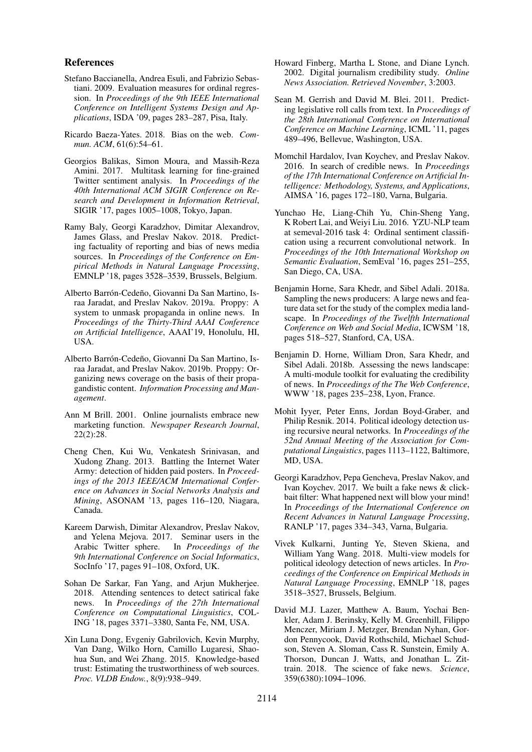## References

Stefano Baccianella, Andrea Esuli, and Fabrizio Sebastiani. 2009. Evaluation measures for ordinal regression. In *Proceedings of the 9th IEEE International Conference on Intelligent Systems Design and Applications*, ISDA '09, pages 283–287, Pisa, Italy.

Ricardo Baeza-Yates. 2018. Bias on the web. *Commun. ACM*, 61(6):54–61.

Georgios Balikas, Simon Moura, and Massih-Reza Amini. 2017. Multitask learning for fine-grained Twitter sentiment analysis. In *Proceedings of the 40th International ACM SIGIR Conference on Research and Development in Information Retrieval*, SIGIR '17, pages 1005–1008, Tokyo, Japan.

Ramy Baly, Georgi Karadzhov, Dimitar Alexandrov, James Glass, and Preslav Nakov. 2018. Predicting factuality of reporting and bias of news media sources. In *Proceedings of the Conference on Empirical Methods in Natural Language Processing*, EMNLP '18, pages 3528–3539, Brussels, Belgium.

Alberto Barrón-Cedeño, Giovanni Da San Martino, Israa Jaradat, and Preslav Nakov. 2019a. Proppy: A system to unmask propaganda in online news. In *Proceedings of the Thirty-Third AAAI Conference on Artificial Intelligence*, AAAI'19, Honolulu, HI, USA.

Alberto Barrón-Cedeño, Giovanni Da San Martino, Israa Jaradat, and Preslav Nakov. 2019b. Proppy: Organizing news coverage on the basis of their propagandistic content. *Information Processing and Management*.

Ann M Brill. 2001. Online journalists embrace new marketing function. *Newspaper Research Journal*, 22(2):28.

Cheng Chen, Kui Wu, Venkatesh Srinivasan, and Xudong Zhang. 2013. Battling the Internet Water Army: detection of hidden paid posters. In *Proceedings of the 2013 IEEE/ACM International Conference on Advances in Social Networks Analysis and Mining*, ASONAM '13, pages 116–120, Niagara, Canada.

Kareem Darwish, Dimitar Alexandrov, Preslav Nakov, and Yelena Mejova. 2017. Seminar users in the Arabic Twitter sphere. In *Proceedings of the 9th International Conference on Social Informatics*, SocInfo '17, pages 91–108, Oxford, UK.

Sohan De Sarkar, Fan Yang, and Arjun Mukherjee. 2018. Attending sentences to detect satirical fake news. In *Proceedings of the 27th International Conference on Computational Linguistics*, COLING '18, pages 3371–3380, Santa Fe, NM, USA.

Xin Luna Dong, Evgeniy Gabrilovich, Kevin Murphy, Van Dang, Wilko Horn, Camillo Lugaresi, Shaohua Sun, and Wei Zhang. 2015. Knowledge-based trust: Estimating the trustworthiness of web sources. *Proc. VLDB Endow.*, 8(9):938–949.

Howard Finberg, Martha L Stone, and Diane Lynch. 2002. Digital journalism credibility study. *Online News Association. Retrieved November*, 3:2003.

Sean M. Gerrish and David M. Blei. 2011. Predicting legislative roll calls from text. In *Proceedings of the 28th International Conference on International Conference on Machine Learning*, ICML '11, pages 489–496, Bellevue, Washington, USA.

Momchil Hardalov, Ivan Koychev, and Preslav Nakov. 2016. In search of credible news. In *Proceedings of the 17th International Conference on Artificial Intelligence: Methodology, Systems, and Applications*, AIMSA '16, pages 172–180, Varna, Bulgaria.

Yunchao He, Liang-Chih Yu, Chin-Sheng Yang, K Robert Lai, and Weiyi Liu. 2016. YZU-NLP team at semeval-2016 task 4: Ordinal sentiment classification using a recurrent convolutional network. In *Proceedings of the 10th International Workshop on Semantic Evaluation*, SemEval '16, pages 251–255, San Diego, CA, USA.

Benjamin Horne, Sara Khedr, and Sibel Adali. 2018a. Sampling the news producers: A large news and feature data set for the study of the complex media landscape. In *Proceedings of the Twelfth International Conference on Web and Social Media*, ICWSM '18, pages 518–527, Stanford, CA, USA.

Benjamin D. Horne, William Dron, Sara Khedr, and Sibel Adali. 2018b. Assessing the news landscape: A multi-module toolkit for evaluating the credibility of news. In *Proceedings of the The Web Conference*, WWW '18, pages 235–238, Lyon, France.

Mohit Iyyer, Peter Enns, Jordan Boyd-Graber, and Philip Resnik. 2014. Political ideology detection using recursive neural networks. In *Proceedings of the 52nd Annual Meeting of the Association for Computational Linguistics*, pages 1113–1122, Baltimore, MD, USA.

Georgi Karadzhov, Pepa Gencheva, Preslav Nakov, and Ivan Koychev. 2017. We built a fake news & clickbait filter: What happened next will blow your mind! In *Proceedings of the International Conference on Recent Advances in Natural Language Processing*, RANLP '17, pages 334–343, Varna, Bulgaria.

Vivek Kulkarni, Junting Ye, Steven Skiena, and William Yang Wang. 2018. Multi-view models for political ideology detection of news articles. In *Proceedings of the Conference on Empirical Methods in Natural Language Processing*, EMNLP '18, pages 3518–3527, Brussels, Belgium.

David M.J. Lazer, Matthew A. Baum, Yochai Benkler, Adam J. Berinsky, Kelly M. Greenhill, Filippo Menczer, Miriam J. Metzger, Brendan Nyhan, Gordon Pennycook, David Rothschild, Michael Schudson, Steven A. Sloman, Cass R. Sunstein, Emily A. Thorson, Duncan J. Watts, and Jonathan L. Zittrain. 2018. The science of fake news. *Science*, 359(6380):1094–1096.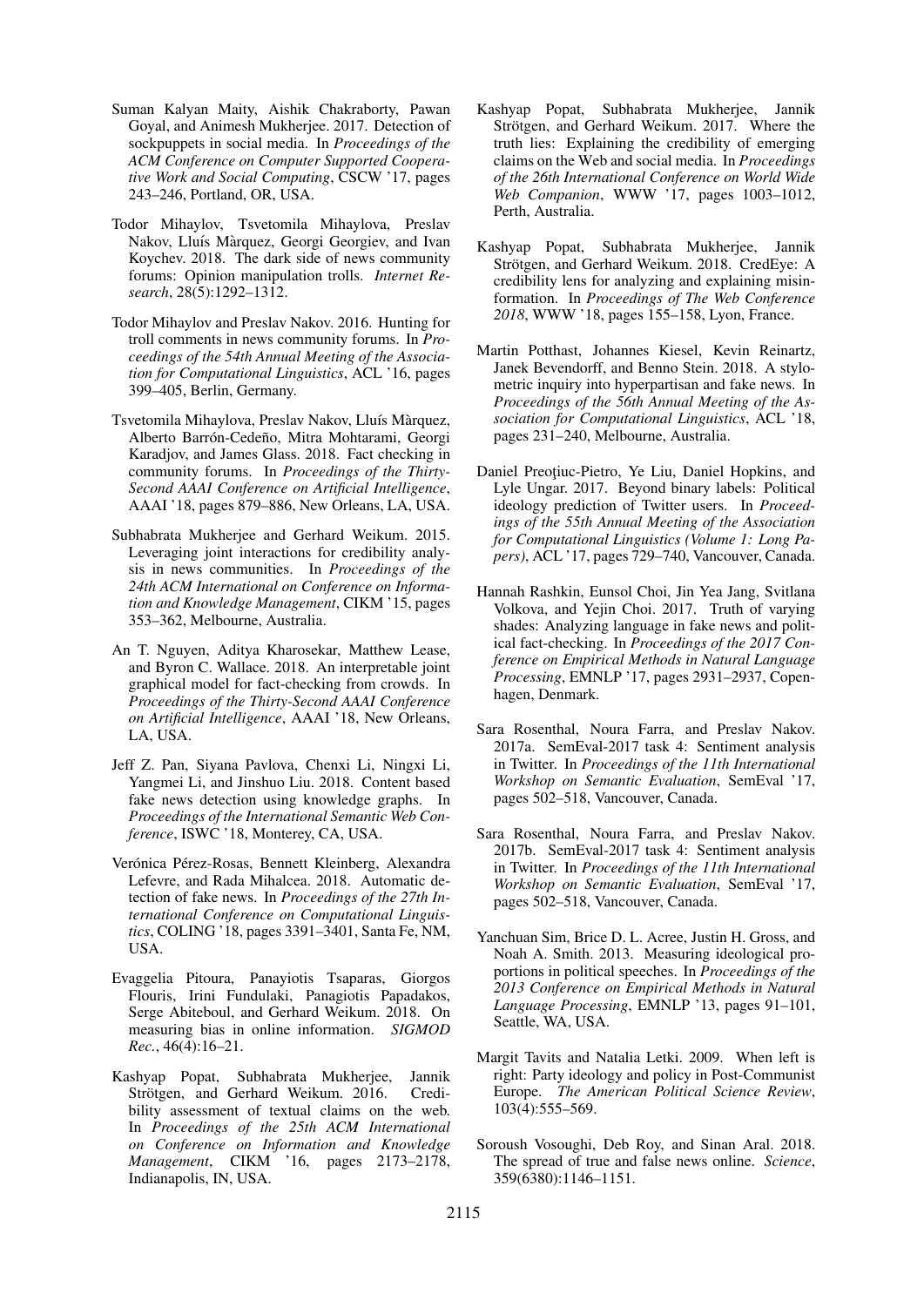Suman Kalyan Maity, Aishik Chakraborty, Pawan Goyal, and Animesh Mukherjee. 2017. Detection of sockpuppets in social media. In *Proceedings of the ACM Conference on Computer Supported Cooperative Work and Social Computing*, CSCW '17, pages 243–246, Portland, OR, USA.

Todor Mihaylov, Tsvetomila Mihaylova, Preslav Nakov, Lluís Màrquez, Georgi Georgiev, and Ivan Koychev. 2018. The dark side of news community forums: Opinion manipulation trolls. *Internet Research*, 28(5):1292–1312.

Todor Mihaylov and Preslav Nakov. 2016. Hunting for troll comments in news community forums. In *Proceedings of the 54th Annual Meeting of the Association for Computational Linguistics*, ACL '16, pages 399–405, Berlin, Germany.

Tsvetomila Mihaylova, Preslav Nakov, Lluís Màrquez, Alberto Barrón-Cedeño, Mitra Mohtarami, Georgi Karadjov, and James Glass. 2018. Fact checking in community forums. In *Proceedings of the Thirty-Second AAAI Conference on Artificial Intelligence*, AAAI '18, pages 879–886, New Orleans, LA, USA.

Subhabrata Mukherjee and Gerhard Weikum. 2015. Leveraging joint interactions for credibility analysis in news communities. In *Proceedings of the 24th ACM International on Conference on Information and Knowledge Management*, CIKM '15, pages 353–362, Melbourne, Australia.

An T. Nguyen, Aditya Kharosekar, Matthew Lease, and Byron C. Wallace. 2018. An interpretable joint graphical model for fact-checking from crowds. In *Proceedings of the Thirty-Second AAAI Conference on Artificial Intelligence*, AAAI '18, New Orleans, LA, USA.

Jeff Z. Pan, Siyana Pavlova, Chenxi Li, Ningxi Li, Yangmei Li, and Jinshuo Liu. 2018. Content based fake news detection using knowledge graphs. In *Proceedings of the International Semantic Web Conference*, ISWC '18, Monterey, CA, USA.

Verónica Pérez-Rosas, Bennett Kleinberg, Alexandra Lefevre, and Rada Mihalcea. 2018. Automatic detection of fake news. In *Proceedings of the 27th International Conference on Computational Linguistics*, COLING '18, pages 3391–3401, Santa Fe, NM, USA.

Evaggelia Pitoura, Panayiotis Tsaparas, Giorgos Flouris, Irini Fundulaki, Panagiotis Papadakos, Serge Abiteboul, and Gerhard Weikum. 2018. On measuring bias in online information. *SIGMOD Rec.*, 46(4):16–21.

Kashyap Popat, Subhabrata Mukherjee, Jannik Strötgen, and Gerhard Weikum. 2016. Credibility assessment of textual claims on the web. In *Proceedings of the 25th ACM International on Conference on Information and Knowledge Management*, CIKM '16, pages 2173–2178, Indianapolis, IN, USA.

Kashyap Popat, Subhabrata Mukherjee, Jannik Strötgen, and Gerhard Weikum. 2017. Where the truth lies: Explaining the credibility of emerging claims on the Web and social media. In *Proceedings of the 26th International Conference on World Wide Web Companion*, WWW '17, pages 1003–1012, Perth, Australia.

Kashyap Popat, Subhabrata Mukherjee, Jannik Strötgen, and Gerhard Weikum. 2018. CredEye: A credibility lens for analyzing and explaining misinformation. In *Proceedings of The Web Conference 2018*, WWW '18, pages 155–158, Lyon, France.

Martin Potthast, Johannes Kiesel, Kevin Reinartz, Janek Bevendorff, and Benno Stein. 2018. A stylometric inquiry into hyperpartisan and fake news. In *Proceedings of the 56th Annual Meeting of the Association for Computational Linguistics*, ACL '18, pages 231–240, Melbourne, Australia.

Daniel Preoţiuc-Pietro, Ye Liu, Daniel Hopkins, and Lyle Ungar. 2017. Beyond binary labels: Political ideology prediction of Twitter users. In *Proceedings of the 55th Annual Meeting of the Association for Computational Linguistics (Volume 1: Long Papers)*, ACL '17, pages 729–740, Vancouver, Canada.

Hannah Rashkin, Eunsol Choi, Jin Yea Jang, Svitlana Volkova, and Yejin Choi. 2017. Truth of varying shades: Analyzing language in fake news and political fact-checking. In *Proceedings of the 2017 Conference on Empirical Methods in Natural Language Processing*, EMNLP '17, pages 2931–2937, Copenhagen, Denmark.

Sara Rosenthal, Noura Farra, and Preslav Nakov. 2017a. SemEval-2017 task 4: Sentiment analysis in Twitter. In *Proceedings of the 11th International Workshop on Semantic Evaluation*, SemEval '17, pages 502–518, Vancouver, Canada.

Sara Rosenthal, Noura Farra, and Preslav Nakov. 2017b. SemEval-2017 task 4: Sentiment analysis in Twitter. In *Proceedings of the 11th International Workshop on Semantic Evaluation*, SemEval '17, pages 502–518, Vancouver, Canada.

Yanchuan Sim, Brice D. L. Acree, Justin H. Gross, and Noah A. Smith. 2013. Measuring ideological proportions in political speeches. In *Proceedings of the 2013 Conference on Empirical Methods in Natural Language Processing*, EMNLP '13, pages 91–101, Seattle, WA, USA.

Margit Tavits and Natalia Letki. 2009. When left is right: Party ideology and policy in Post-Communist Europe. *The American Political Science Review*, 103(4):555–569.

Soroush Vosoughi, Deb Roy, and Sinan Aral. 2018. The spread of true and false news online. *Science*, 359(6380):1146–1151.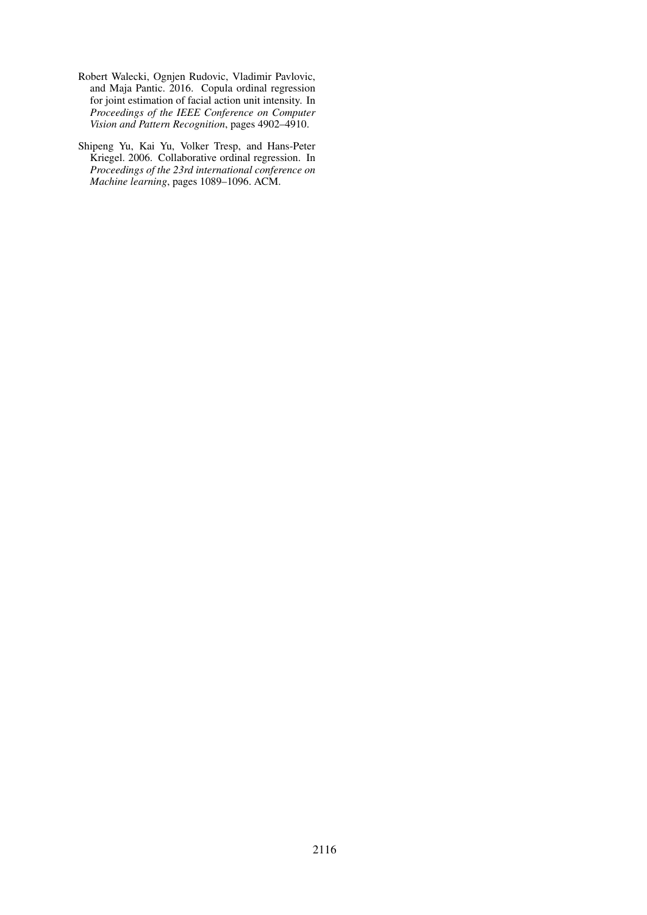Robert Walecki, Ognjen Rudovic, Vladimir Pavlovic, and Maja Pantic. 2016. Copula ordinal regression for joint estimation of facial action unit intensity. In *Proceedings of the IEEE Conference on Computer Vision and Pattern Recognition*, pages 4902–4910.

Shipeng Yu, Kai Yu, Volker Tresp, and Hans-Peter Kriegel. 2006. Collaborative ordinal regression. In *Proceedings of the 23rd international conference on Machine learning*, pages 1089–1096. ACM.